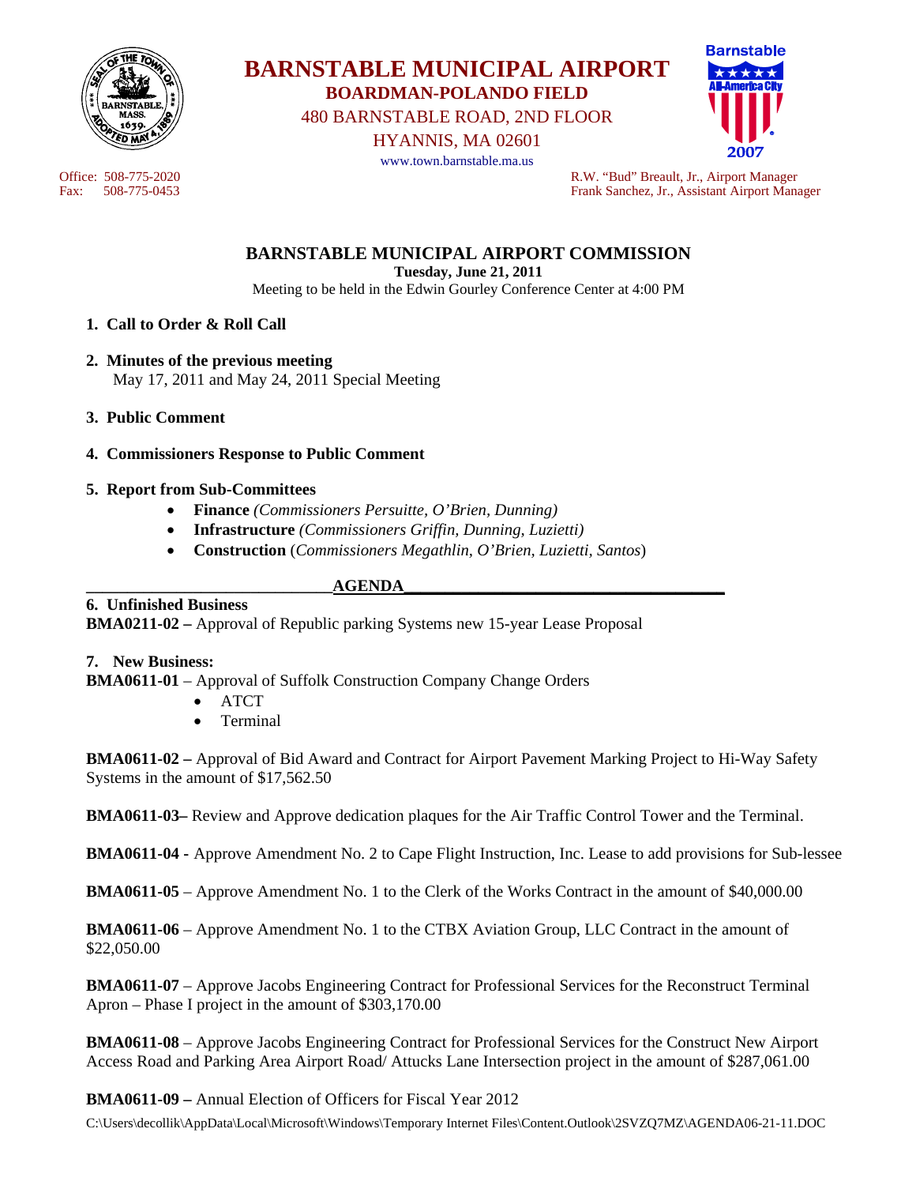# BARNSTABLE MUNICIPAL AIRPORT

**BOARDMAN-POLANDO FIELD**

480 BARNSTABLE ROAD, 2ND FLOOR

HYANNIS, MA 02601

www.town.barnstable.ma.us

Office: 508-775-2020
Fax: 508-775-0453

R.W. "Bud" Breault, Jr., Airport Manager
Frank Sanchez, Jr., Assistant Airport Manager

## BARNSTABLE MUNICIPAL AIRPORT COMMISSION

**Tuesday, June 21, 2011**

Meeting to be held in the Edwin Gourley Conference Center at 4:00 PM

1. **Call to Order & Roll Call**

2. **Minutes of the previous meeting**
   May 17, 2011 and May 24, 2011 Special Meeting

3. **Public Comment**

4. **Commissioners Response to Public Comment**

5. **Report from Sub-Committees**
   - **Finance** *(Commissioners Persuitte, O'Brien, Dunning)*
   - **Infrastructure** *(Commissioners Griffin, Dunning, Luzietti)*
   - **Construction** (*Commissioners Megathlin, O'Brien, Luzietti, Santos*)

## AGENDA

**6. Unfinished Business**

**BMA0211-02 –** Approval of Republic parking Systems new 15-year Lease Proposal

**7. New Business:**

**BMA0611-01** – Approval of Suffolk Construction Company Change Orders
- ATCT
- Terminal

**BMA0611-02 –** Approval of Bid Award and Contract for Airport Pavement Marking Project to Hi-Way Safety Systems in the amount of $17,562.50

**BMA0611-03–** Review and Approve dedication plaques for the Air Traffic Control Tower and the Terminal.

**BMA0611-04 -** Approve Amendment No. 2 to Cape Flight Instruction, Inc. Lease to add provisions for Sub-lessee

**BMA0611-05** – Approve Amendment No. 1 to the Clerk of the Works Contract in the amount of $40,000.00

**BMA0611-06** – Approve Amendment No. 1 to the CTBX Aviation Group, LLC Contract in the amount of $22,050.00

**BMA0611-07** – Approve Jacobs Engineering Contract for Professional Services for the Reconstruct Terminal Apron – Phase I project in the amount of $303,170.00

**BMA0611-08** – Approve Jacobs Engineering Contract for Professional Services for the Construct New Airport Access Road and Parking Area Airport Road/ Attucks Lane Intersection project in the amount of $287,061.00

**BMA0611-09 –** Annual Election of Officers for Fiscal Year 2012

C:\Users\decollik\AppData\Local\Microsoft\Windows\Temporary Internet Files\Content.Outlook\2SVZQ7MZ\AGENDA06-21-11.DOC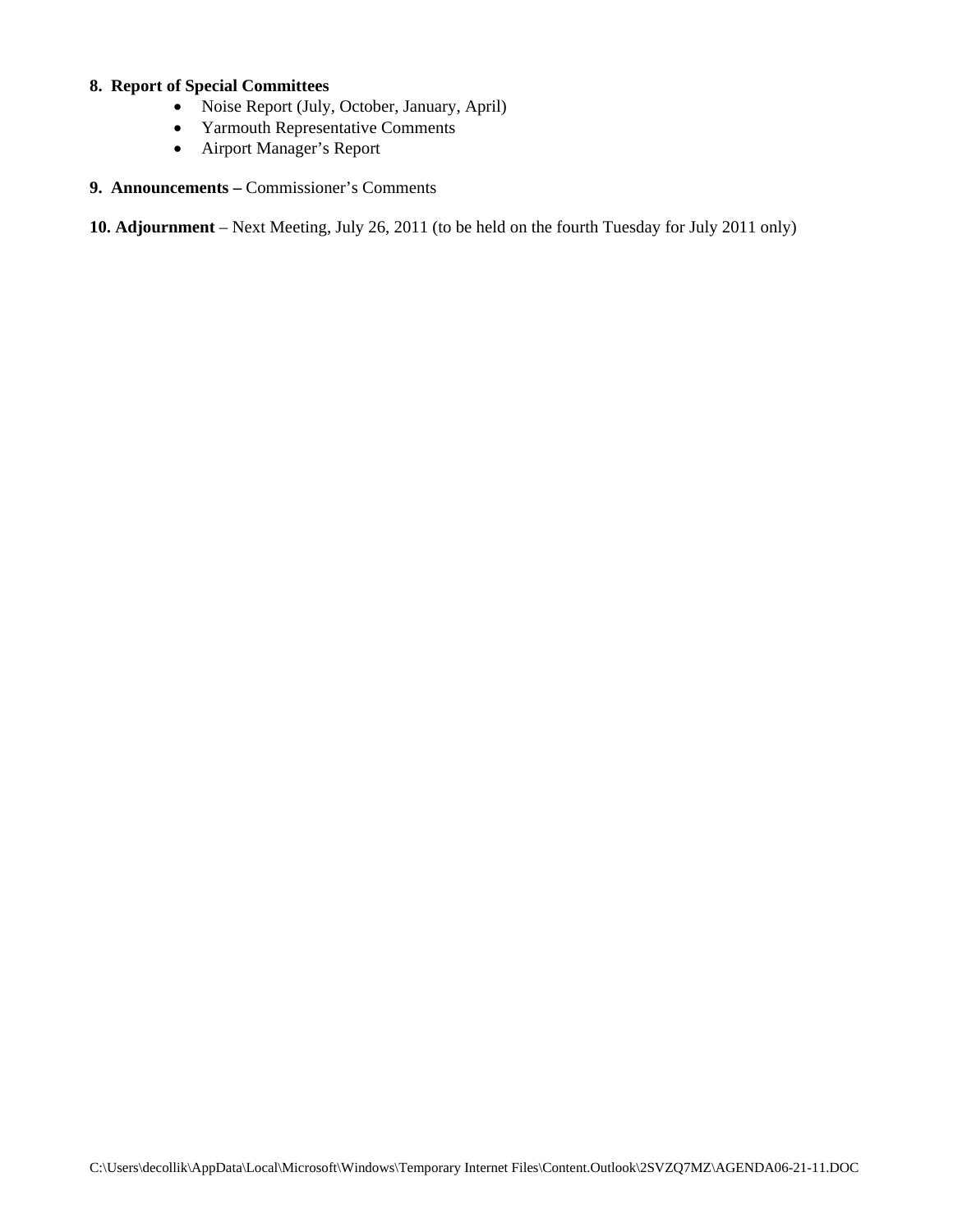**8. Report of Special Committees**

- Noise Report (July, October, January, April)
- Yarmouth Representative Comments
- Airport Manager's Report

**9. Announcements –** Commissioner's Comments

**10. Adjournment** – Next Meeting, July 26, 2011 (to be held on the fourth Tuesday for July 2011 only)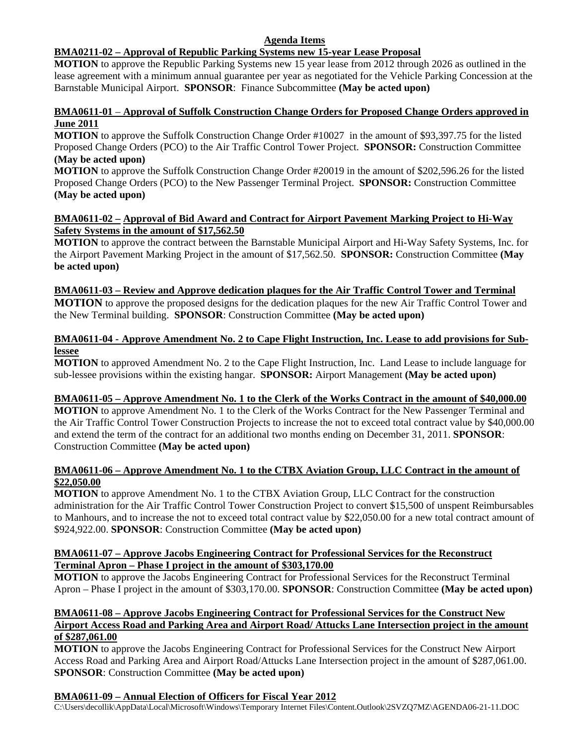## Agenda Items

**BMA0211-02 – Approval of Republic Parking Systems new 15-year Lease Proposal**

**MOTION** to approve the Republic Parking Systems new 15 year lease from 2012 through 2026 as outlined in the lease agreement with a minimum annual guarantee per year as negotiated for the Vehicle Parking Concession at the Barnstable Municipal Airport. **SPONSOR**: Finance Subcommittee **(May be acted upon)**

**BMA0611-01 – Approval of Suffolk Construction Change Orders for Proposed Change Orders approved in June 2011**

**MOTION** to approve the Suffolk Construction Change Order #10027 in the amount of $93,397.75 for the listed Proposed Change Orders (PCO) to the Air Traffic Control Tower Project. **SPONSOR:** Construction Committee **(May be acted upon)**

**MOTION** to approve the Suffolk Construction Change Order #20019 in the amount of $202,596.26 for the listed Proposed Change Orders (PCO) to the New Passenger Terminal Project. **SPONSOR:** Construction Committee **(May be acted upon)**

**BMA0611-02 – Approval of Bid Award and Contract for Airport Pavement Marking Project to Hi-Way Safety Systems in the amount of $17,562.50**

**MOTION** to approve the contract between the Barnstable Municipal Airport and Hi-Way Safety Systems, Inc. for the Airport Pavement Marking Project in the amount of $17,562.50. **SPONSOR:** Construction Committee **(May be acted upon)**

**BMA0611-03 – Review and Approve dedication plaques for the Air Traffic Control Tower and Terminal**

**MOTION** to approve the proposed designs for the dedication plaques for the new Air Traffic Control Tower and the New Terminal building. **SPONSOR**: Construction Committee **(May be acted upon)**

**BMA0611-04 - Approve Amendment No. 2 to Cape Flight Instruction, Inc. Lease to add provisions for Sub-lessee**

**MOTION** to approved Amendment No. 2 to the Cape Flight Instruction, Inc. Land Lease to include language for sub-lessee provisions within the existing hangar. **SPONSOR:** Airport Management **(May be acted upon)**

**BMA0611-05 – Approve Amendment No. 1 to the Clerk of the Works Contract in the amount of $40,000.00**

**MOTION** to approve Amendment No. 1 to the Clerk of the Works Contract for the New Passenger Terminal and the Air Traffic Control Tower Construction Projects to increase the not to exceed total contract value by $40,000.00 and extend the term of the contract for an additional two months ending on December 31, 2011. **SPONSOR**: Construction Committee **(May be acted upon)**

**BMA0611-06 – Approve Amendment No. 1 to the CTBX Aviation Group, LLC Contract in the amount of $22,050.00**

**MOTION** to approve Amendment No. 1 to the CTBX Aviation Group, LLC Contract for the construction administration for the Air Traffic Control Tower Construction Project to convert $15,500 of unspent Reimbursables to Manhours, and to increase the not to exceed total contract value by $22,050.00 for a new total contract amount of $924,922.00. **SPONSOR**: Construction Committee **(May be acted upon)**

**BMA0611-07 – Approve Jacobs Engineering Contract for Professional Services for the Reconstruct Terminal Apron – Phase I project in the amount of $303,170.00**

**MOTION** to approve the Jacobs Engineering Contract for Professional Services for the Reconstruct Terminal Apron – Phase I project in the amount of $303,170.00. **SPONSOR**: Construction Committee **(May be acted upon)**

**BMA0611-08 – Approve Jacobs Engineering Contract for Professional Services for the Construct New Airport Access Road and Parking Area and Airport Road/ Attucks Lane Intersection project in the amount of $287,061.00**

**MOTION** to approve the Jacobs Engineering Contract for Professional Services for the Construct New Airport Access Road and Parking Area and Airport Road/Attucks Lane Intersection project in the amount of $287,061.00. **SPONSOR**: Construction Committee **(May be acted upon)**

**BMA0611-09 – Annual Election of Officers for Fiscal Year 2012**